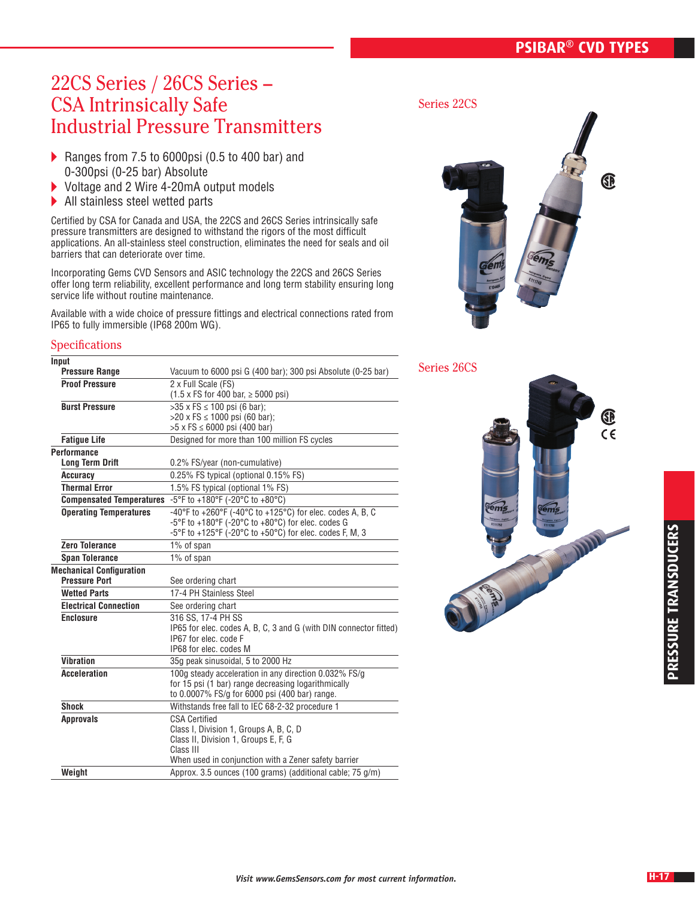# 22CS Series / 26CS Series – CSA Intrinsically Safe Industrial Pressure Transmitters

- Ranges from 7.5 to 6000psi (0.5 to 400 bar) and 0-300psi (0-25 bar) Absolute
- Voltage and 2 Wire 4-20mA output models
- All stainless steel wetted parts

Certified by CSA for Canada and USA, the 22CS and 26CS Series intrinsically safe pressure transmitters are designed to withstand the rigors of the most difficult applications. An all-stainless steel construction, eliminates the need for seals and oil barriers that can deteriorate over time.

Incorporating Gems CVD Sensors and ASIC technology the 22CS and 26CS Series offer long term reliability, excellent performance and long term stability ensuring long service life without routine maintenance.

Available with a wide choice of pressure fittings and electrical connections rated from IP65 to fully immersible (IP68 200m WG).

Series 22CS

Series 26CS

## Specifications

| | |
|---|---|
| **Input** | |
| **Pressure Range** | Vacuum to 6000 psi G (400 bar); 300 psi Absolute (0-25 bar) |
| **Proof Pressure** | 2 x Full Scale (FS)<br>(1.5 x FS for 400 bar, ≥ 5000 psi) |
| **Burst Pressure** | >35 x FS ≤ 100 psi (6 bar);<br>>20 x FS ≤ 1000 psi (60 bar);<br>>5 x FS ≤ 6000 psi (400 bar) |
| **Fatigue Life** | Designed for more than 100 million FS cycles |
| **Performance** | |
| **Long Term Drift** | 0.2% FS/year (non-cumulative) |
| **Accuracy** | 0.25% FS typical (optional 0.15% FS) |
| **Thermal Error** | 1.5% FS typical (optional 1% FS) |
| **Compensated Temperatures** | -5°F to +180°F (-20°C to +80°C) |
| **Operating Temperatures** | -40°F to +260°F (-40°C to +125°C) for elec. codes A, B, C<br>-5°F to +180°F (-20°C to +80°C) for elec. codes G<br>-5°F to +125°F (-20°C to +50°C) for elec. codes F, M, 3 |
| **Zero Tolerance** | 1% of span |
| **Span Tolerance** | 1% of span |
| **Mechanical Configuration** | |
| **Pressure Port** | See ordering chart |
| **Wetted Parts** | 17-4 PH Stainless Steel |
| **Electrical Connection** | See ordering chart |
| **Enclosure** | 316 SS, 17-4 PH SS<br>IP65 for elec. codes A, B, C, 3 and G (with DIN connector fitted)<br>IP67 for elec. code F<br>IP68 for elec. codes M |
| **Vibration** | 35g peak sinusoidal, 5 to 2000 Hz |
| **Acceleration** | 100g steady acceleration in any direction 0.032% FS/g for 15 psi (1 bar) range decreasing logarithmically to 0.0007% FS/g for 6000 psi (400 bar) range. |
| **Shock** | Withstands free fall to IEC 68-2-32 procedure 1 |
| **Approvals** | CSA Certified<br>Class I, Division 1, Groups A, B, C, D<br>Class II, Division 1, Groups E, F, G<br>Class III<br>When used in conjunction with a Zener safety barrier |
| **Weight** | Approx. 3.5 ounces (100 grams) (additional cable; 75 g/m) |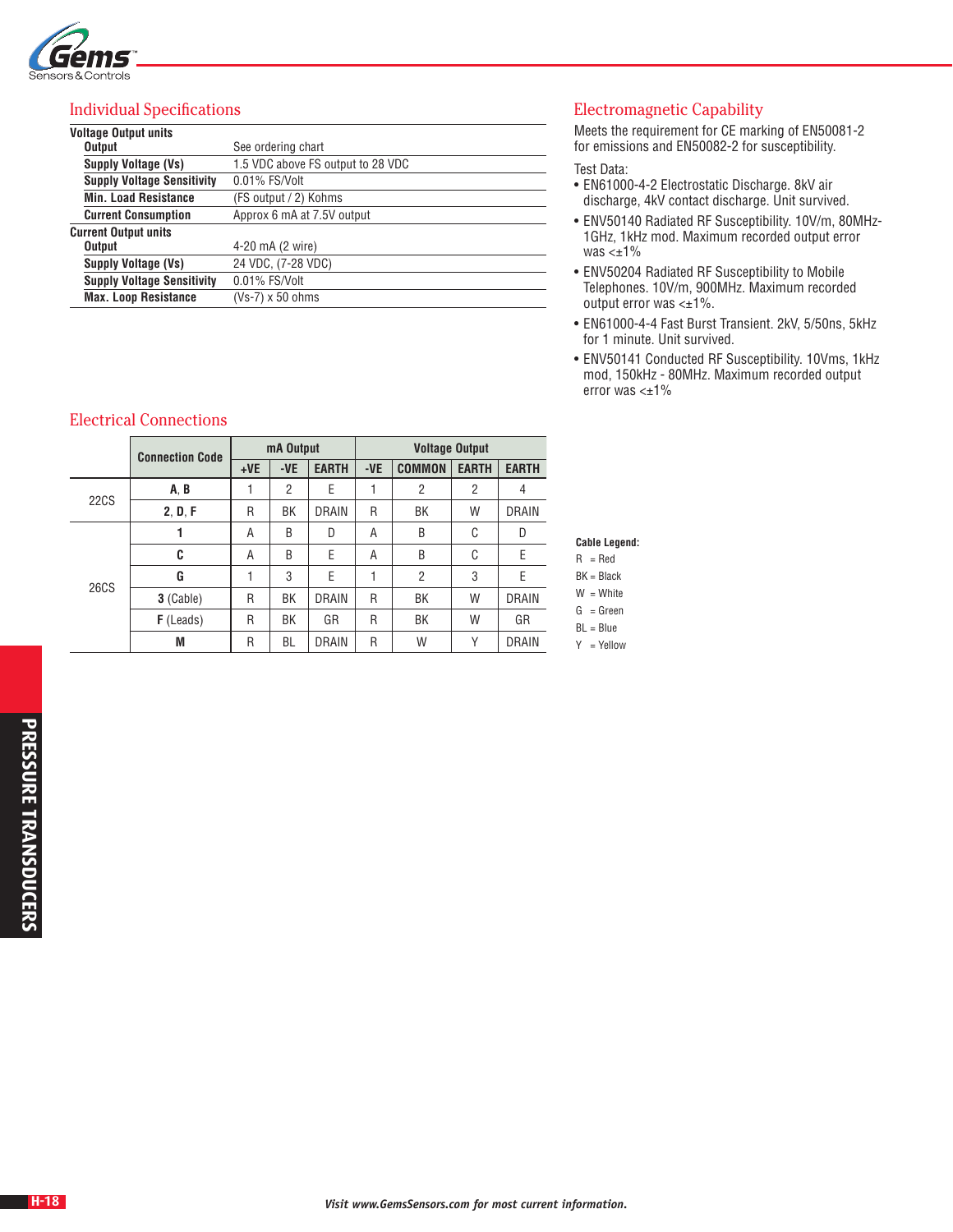## Individual Specifications

| | |
|---|---|
| **Voltage Output units** | |
| **Output** | See ordering chart |
| **Supply Voltage (Vs)** | 1.5 VDC above FS output to 28 VDC |
| **Supply Voltage Sensitivity** | 0.01% FS/Volt |
| **Min. Load Resistance** | (FS output / 2) Kohms |
| **Current Consumption** | Approx 6 mA at 7.5V output |
| **Current Output units** | |
| **Output** | 4-20 mA (2 wire) |
| **Supply Voltage (Vs)** | 24 VDC, (7-28 VDC) |
| **Supply Voltage Sensitivity** | 0.01% FS/Volt |
| **Max. Loop Resistance** | (Vs-7) x 50 ohms |

## Electromagnetic Capability

Meets the requirement for CE marking of EN50081-2 for emissions and EN50082-2 for susceptibility.

Test Data:

- EN61000-4-2 Electrostatic Discharge. 8kV air discharge, 4kV contact discharge. Unit survived.
- ENV50140 Radiated RF Susceptibility. 10V/m, 80MHz-1GHz, 1kHz mod. Maximum recorded output error was <±1%
- ENV50204 Radiated RF Susceptibility to Mobile Telephones. 10V/m, 900MHz. Maximum recorded output error was <±1%.
- EN61000-4-4 Fast Burst Transient. 2kV, 5/50ns, 5kHz for 1 minute. Unit survived.
- ENV50141 Conducted RF Susceptibility. 10Vms, 1kHz mod, 150kHz - 80MHz. Maximum recorded output error was <±1%

## Electrical Connections

| | Connection Code | mA Output | | | Voltage Output | | | |
|---|---|---|---|---|---|---|---|---|
| | | +VE | -VE | EARTH | -VE | COMMON | EARTH | EARTH |
| 22CS | **A**, **B** | 1 | 2 | E | 1 | 2 | 2 | 4 |
| | **2**, **D**, **F** | R | BK | DRAIN | R | BK | W | DRAIN |
| 26CS | **1** | A | B | D | A | B | C | D |
| | **C** | A | B | E | A | B | C | E |
| | **G** | 1 | 3 | E | 1 | 2 | 3 | E |
| | **3** (Cable) | R | BK | DRAIN | R | BK | W | DRAIN |
| | **F** (Leads) | R | BK | GR | R | BK | W | GR |
| | **M** | R | BL | DRAIN | R | W | Y | DRAIN |

**Cable Legend:**

R = Red
BK = Black
W = White
G = Green
BL = Blue
Y = Yellow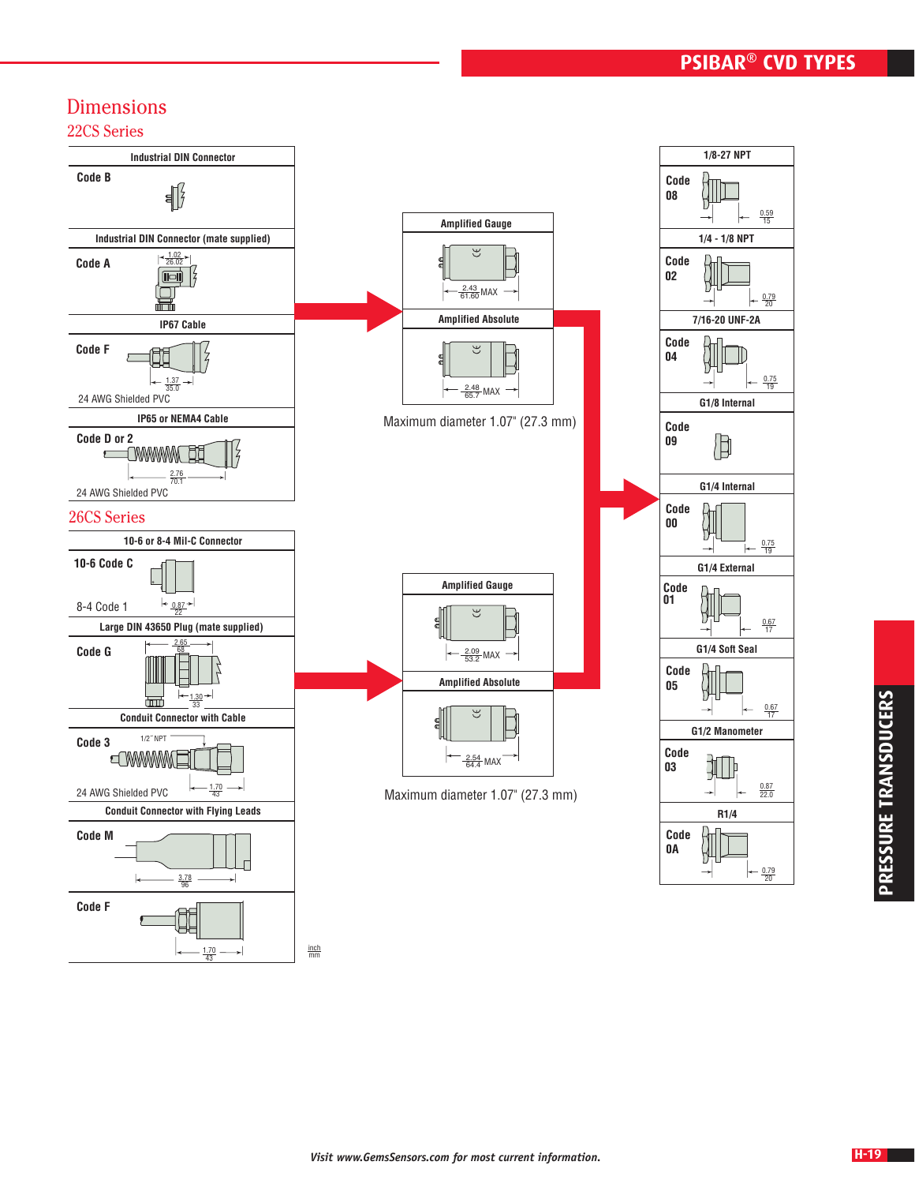## Dimensions

### 22CS Series

**Industrial DIN Connector**

Code B

**Industrial DIN Connector (mate supplied)**

Code A

1.02 / 26.02

**IP67 Cable**

Code F

1.37 / 35.0

24 AWG Shielded PVC

**IP65 or NEMA4 Cable**

Code D or 2

2.76 / 70.1

24 AWG Shielded PVC

### 26CS Series

**10-6 or 8-4 Mil-C Connector**

10-6 Code C

8-4 Code 1

0.87 / 22

**Large DIN 43650 Plug (mate supplied)**

Code G

2.65 / 68

1.30 / 33

**Conduit Connector with Cable**

Code 3

1/2" NPT

24 AWG Shielded PVC

1.70 / 43

**Conduit Connector with Flying Leads**

Code M

3.78 / 96

Code F

1.70 / 43

inch / mm

**Amplified Gauge**

2.43 / 61.60 MAX

**Amplified Absolute**

2.48 / 65.7 MAX

Maximum diameter 1.07" (27.3 mm)

**Amplified Gauge**

2.09 / 53.2 MAX

**Amplified Absolute**

2.54 / 64.4 MAX

Maximum diameter 1.07" (27.3 mm)

**1/8-27 NPT**

Code 08

0.59 / 15

**1/4 - 1/8 NPT**

Code 02

0.79 / 20

**7/16-20 UNF-2A**

Code 04

0.75 / 19

**G1/8 Internal**

Code 09

**G1/4 Internal**

Code 00

0.75 / 19

**G1/4 External**

Code 01

0.67 / 17

**G1/4 Soft Seal**

Code 05

0.67 / 17

**G1/2 Manometer**

Code 03

0.87 / 22.0

**R1/4**

Code 0A

0.79 / 20

*Visit www.GemsSensors.com for most current information.*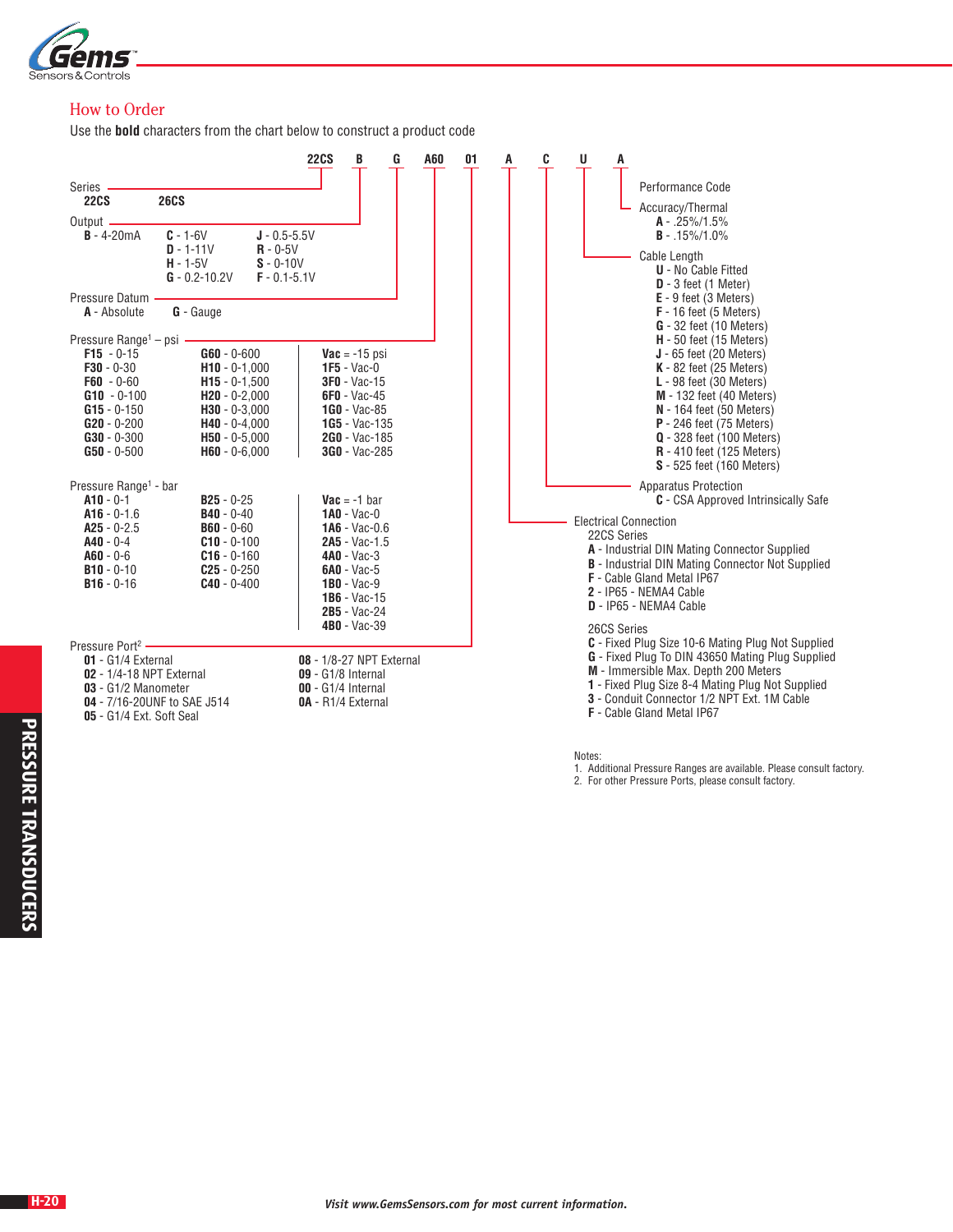## How to Order

Use the **bold** characters from the chart below to construct a product code

**22CS B G A60 01 A C U A**

**Series**
- **22CS**
- **26CS**

**Output**
- **B** - 4-20mA
- **C** - 1-6V
- **D** - 1-11V
- **H** - 1-5V
- **G** - 0.2-10.2V
- **J** - 0.5-5.5V
- **R** - 0-5V
- **S** - 0-10V
- **F** - 0.1-5.1V

**Pressure Datum**
- **A** - Absolute
- **G** - Gauge

**Pressure Range[1] – psi**

| | | |
|---|---|---|
| **F15** - 0-15 | **G60** - 0-600 | **Vac** = -15 psi |
| **F30** - 0-30 | **H10** - 0-1,000 | **1F5** - Vac-0 |
| **F60** - 0-60 | **H15** - 0-1,500 | **3F0** - Vac-15 |
| **G10** - 0-100 | **H20** - 0-2,000 | **6F0** - Vac-45 |
| **G15** - 0-150 | **H30** - 0-3,000 | **1G0** - Vac-85 |
| **G20** - 0-200 | **H40** - 0-4,000 | **1G5** - Vac-135 |
| **G30** - 0-300 | **H50** - 0-5,000 | **2G0** - Vac-185 |
| **G50** - 0-500 | **H60** - 0-6,000 | **3G0** - Vac-285 |

**Pressure Range[1] - bar**

| | | |
|---|---|---|
| **A10** - 0-1 | **B25** - 0-25 | **Vac** = -1 bar |
| **A16** - 0-1.6 | **B40** - 0-40 | **1A0** - Vac-0 |
| **A25** - 0-2.5 | **B60** - 0-60 | **1A6** - Vac-0.6 |
| **A40** - 0-4 | **C10** - 0-100 | **2A5** - Vac-1.5 |
| **A60** - 0-6 | **C16** - 0-160 | **4A0** - Vac-3 |
| **B10** - 0-10 | **C25** - 0-250 | **6A0** - Vac-5 |
| **B16** - 0-16 | **C40** - 0-400 | **1B0** - Vac-9 |
| | | **1B6** - Vac-15 |
| | | **2B5** - Vac-24 |
| | | **4B0** - Vac-39 |

**Pressure Port[2]**
- **01** - G1/4 External
- **02** - 1/4-18 NPT External
- **03** - G1/2 Manometer
- **04** - 7/16-20UNF to SAE J514
- **05** - G1/4 Ext. Soft Seal
- **08** - 1/8-27 NPT External
- **09** - G1/8 Internal
- **00** - G1/4 Internal
- **0A** - R1/4 External

**Performance Code**

Accuracy/Thermal
- **A** - .25%/1.5%
- **B** - .15%/1.0%

**Cable Length**
- **U** - No Cable Fitted
- **D** - 3 feet (1 Meter)
- **E** - 9 feet (3 Meters)
- **F** - 16 feet (5 Meters)
- **G** - 32 feet (10 Meters)
- **H** - 50 feet (15 Meters)
- **J** - 65 feet (20 Meters)
- **K** - 82 feet (25 Meters)
- **L** - 98 feet (30 Meters)
- **M** - 132 feet (40 Meters)
- **N** - 164 feet (50 Meters)
- **P** - 246 feet (75 Meters)
- **Q** - 328 feet (100 Meters)
- **R** - 410 feet (125 Meters)
- **S** - 525 feet (160 Meters)

**Apparatus Protection**
- **C** - CSA Approved Intrinsically Safe

**Electrical Connection**

22CS Series
- **A** - Industrial DIN Mating Connector Supplied
- **B** - Industrial DIN Mating Connector Not Supplied
- **F** - Cable Gland Metal IP67
- **2** - IP65 - NEMA4 Cable
- **D** - IP65 - NEMA4 Cable

26CS Series
- **C** - Fixed Plug Size 10-6 Mating Plug Not Supplied
- **G** - Fixed Plug To DIN 43650 Mating Plug Supplied
- **M** - Immersible Max. Depth 200 Meters
- **1** - Fixed Plug Size 8-4 Mating Plug Not Supplied
- **3** - Conduit Connector 1/2 NPT Ext. 1M Cable
- **F** - Cable Gland Metal IP67

Notes:
1. Additional Pressure Ranges are available. Please consult factory.
2. For other Pressure Ports, please consult factory.

*Visit www.GemsSensors.com for most current information.*